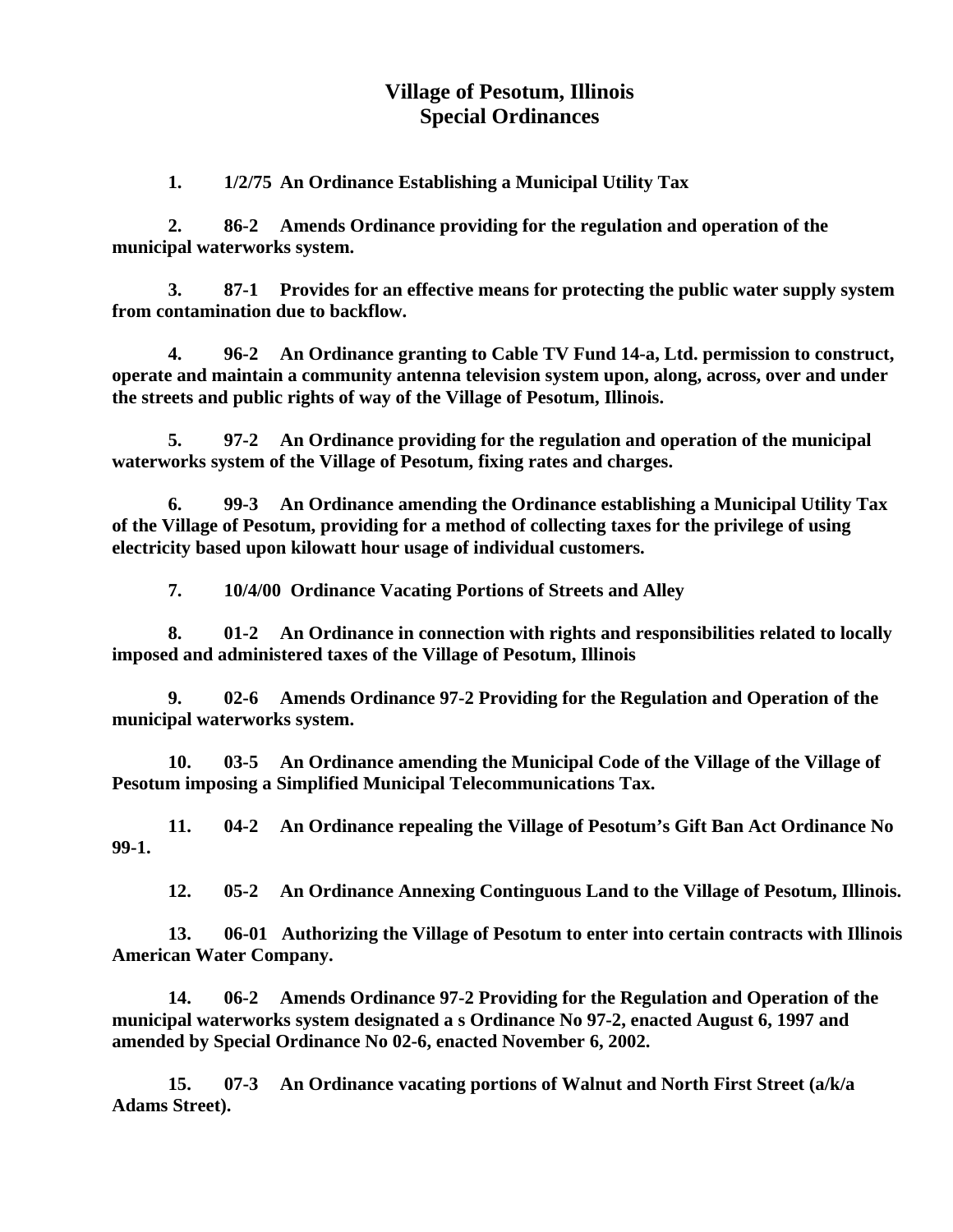# Village of Pesotum, Illinois
# Special Ordinances

1. **1/2/75 An Ordinance Establishing a Municipal Utility Tax**

2. **86-2 Amends Ordinance providing for the regulation and operation of the municipal waterworks system.**

3. **87-1 Provides for an effective means for protecting the public water supply system from contamination due to backflow.**

4. **96-2 An Ordinance granting to Cable TV Fund 14-a, Ltd. permission to construct, operate and maintain a community antenna television system upon, along, across, over and under the streets and public rights of way of the Village of Pesotum, Illinois.**

5. **97-2 An Ordinance providing for the regulation and operation of the municipal waterworks system of the Village of Pesotum, fixing rates and charges.**

6. **99-3 An Ordinance amending the Ordinance establishing a Municipal Utility Tax of the Village of Pesotum, providing for a method of collecting taxes for the privilege of using electricity based upon kilowatt hour usage of individual customers.**

7. **10/4/00 Ordinance Vacating Portions of Streets and Alley**

8. **01-2 An Ordinance in connection with rights and responsibilities related to locally imposed and administered taxes of the Village of Pesotum, Illinois**

9. **02-6 Amends Ordinance 97-2 Providing for the Regulation and Operation of the municipal waterworks system.**

10. **03-5 An Ordinance amending the Municipal Code of the Village of the Village of Pesotum imposing a Simplified Municipal Telecommunications Tax.**

11. **04-2 An Ordinance repealing the Village of Pesotum's Gift Ban Act Ordinance No 99-1.**

12. **05-2 An Ordinance Annexing Continguous Land to the Village of Pesotum, Illinois.**

13. **06-01 Authorizing the Village of Pesotum to enter into certain contracts with Illinois American Water Company.**

14. **06-2 Amends Ordinance 97-2 Providing for the Regulation and Operation of the municipal waterworks system designated a s Ordinance No 97-2, enacted August 6, 1997 and amended by Special Ordinance No 02-6, enacted November 6, 2002.**

15. **07-3 An Ordinance vacating portions of Walnut and North First Street (a/k/a Adams Street).**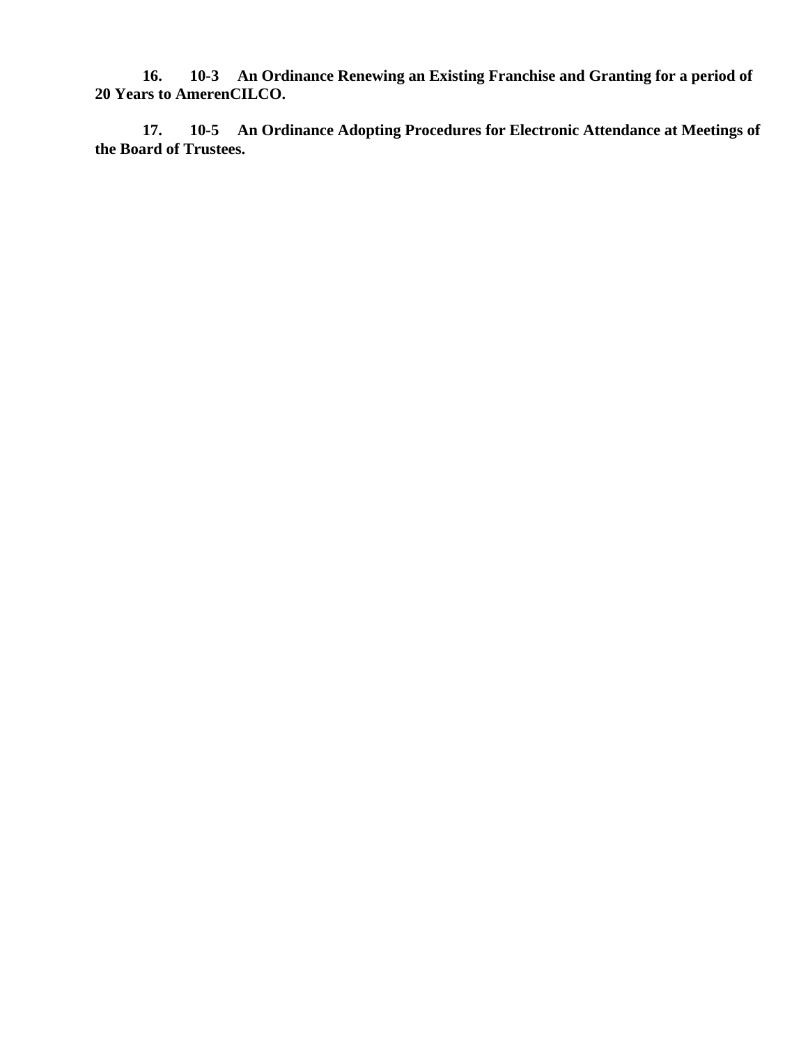**16. 10-3 An Ordinance Renewing an Existing Franchise and Granting for a period of 20 Years to AmerenCILCO.**

**17. 10-5 An Ordinance Adopting Procedures for Electronic Attendance at Meetings of the Board of Trustees.**